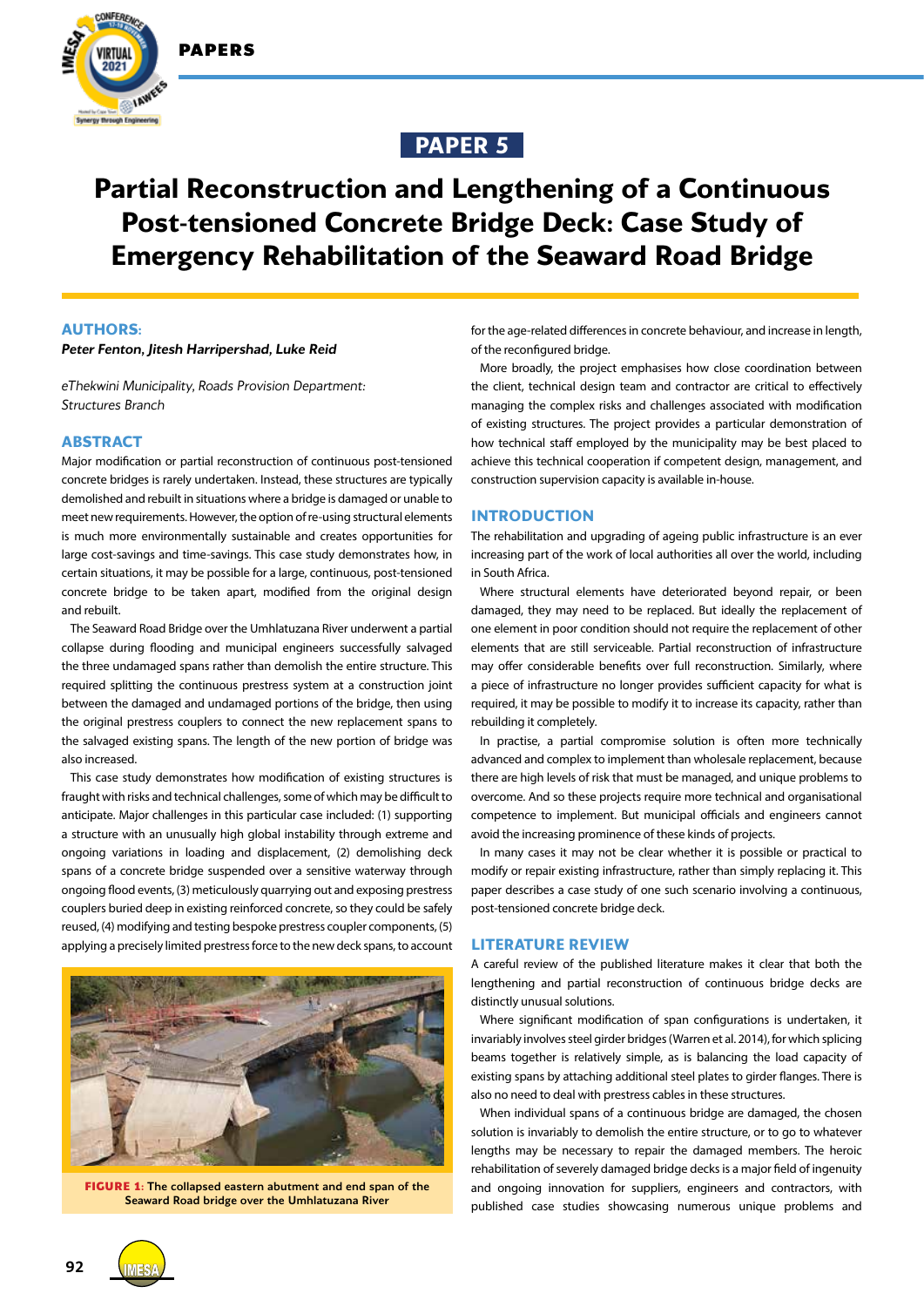PAPER 5

# Partial Reconstruction and Lengthening of a Continuous Post-tensioned Concrete Bridge Deck: Case Study of Emergency Rehabilitation of the Seaward Road Bridge

## AUTHORS:

***Peter Fenton, Jitesh Harripershad, Luke Reid***

*eThekwini Municipality, Roads Provision Department: Structures Branch*

## ABSTRACT

Major modification or partial reconstruction of continuous post-tensioned concrete bridges is rarely undertaken. Instead, these structures are typically demolished and rebuilt in situations where a bridge is damaged or unable to meet new requirements. However, the option of re-using structural elements is much more environmentally sustainable and creates opportunities for large cost-savings and time-savings. This case study demonstrates how, in certain situations, it may be possible for a large, continuous, post-tensioned concrete bridge to be taken apart, modified from the original design and rebuilt.

The Seaward Road Bridge over the Umhlatuzana River underwent a partial collapse during flooding and municipal engineers successfully salvaged the three undamaged spans rather than demolish the entire structure. This required splitting the continuous prestress system at a construction joint between the damaged and undamaged portions of the bridge, then using the original prestress couplers to connect the new replacement spans to the salvaged existing spans. The length of the new portion of bridge was also increased.

This case study demonstrates how modification of existing structures is fraught with risks and technical challenges, some of which may be difficult to anticipate. Major challenges in this particular case included: (1) supporting a structure with an unusually high global instability through extreme and ongoing variations in loading and displacement, (2) demolishing deck spans of a concrete bridge suspended over a sensitive waterway through ongoing flood events, (3) meticulously quarrying out and exposing prestress couplers buried deep in existing reinforced concrete, so they could be safely reused, (4) modifying and testing bespoke prestress coupler components, (5) applying a precisely limited prestress force to the new deck spans, to account for the age-related differences in concrete behaviour, and increase in length, of the reconfigured bridge.

More broadly, the project emphasises how close coordination between the client, technical design team and contractor are critical to effectively managing the complex risks and challenges associated with modification of existing structures. The project provides a particular demonstration of how technical staff employed by the municipality may be best placed to achieve this technical cooperation if competent design, management, and construction supervision capacity is available in-house.

**FIGURE 1: The collapsed eastern abutment and end span of the Seaward Road bridge over the Umhlatuzana River**

## INTRODUCTION

The rehabilitation and upgrading of ageing public infrastructure is an ever increasing part of the work of local authorities all over the world, including in South Africa.

Where structural elements have deteriorated beyond repair, or been damaged, they may need to be replaced. But ideally the replacement of one element in poor condition should not require the replacement of other elements that are still serviceable. Partial reconstruction of infrastructure may offer considerable benefits over full reconstruction. Similarly, where a piece of infrastructure no longer provides sufficient capacity for what is required, it may be possible to modify it to increase its capacity, rather than rebuilding it completely.

In practise, a partial compromise solution is often more technically advanced and complex to implement than wholesale replacement, because there are high levels of risk that must be managed, and unique problems to overcome. And so these projects require more technical and organisational competence to implement. But municipal officials and engineers cannot avoid the increasing prominence of these kinds of projects.

In many cases it may not be clear whether it is possible or practical to modify or repair existing infrastructure, rather than simply replacing it. This paper describes a case study of one such scenario involving a continuous, post-tensioned concrete bridge deck.

## LITERATURE REVIEW

A careful review of the published literature makes it clear that both the lengthening and partial reconstruction of continuous bridge decks are distinctly unusual solutions.

Where significant modification of span configurations is undertaken, it invariably involves steel girder bridges (Warren et al. 2014), for which splicing beams together is relatively simple, as is balancing the load capacity of existing spans by attaching additional steel plates to girder flanges. There is also no need to deal with prestress cables in these structures.

When individual spans of a continuous bridge are damaged, the chosen solution is invariably to demolish the entire structure, or to go to whatever lengths may be necessary to repair the damaged members. The heroic rehabilitation of severely damaged bridge decks is a major field of ingenuity and ongoing innovation for suppliers, engineers and contractors, with published case studies showcasing numerous unique problems and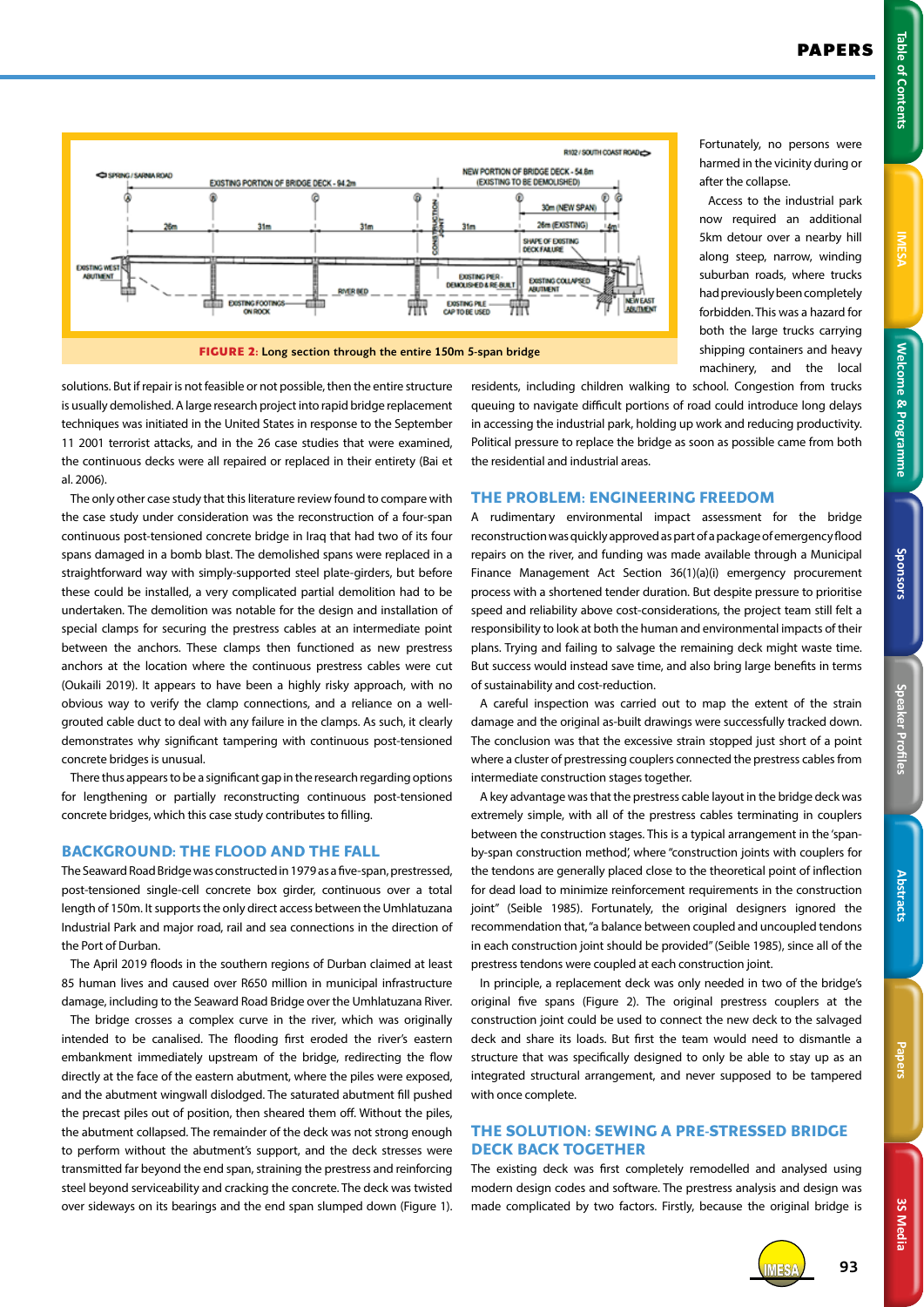FIGURE 2: Long section through the entire 150m 5-span bridge

Fortunately, no persons were harmed in the vicinity during or after the collapse.

Access to the industrial park now required an additional 5km detour over a nearby hill along steep, narrow, winding suburban roads, where trucks had previously been completely forbidden. This was a hazard for both the large trucks carrying shipping containers and heavy machinery, and the local residents, including children walking to school. Congestion from trucks queuing to navigate difficult portions of road could introduce long delays in accessing the industrial park, holding up work and reducing productivity. Political pressure to replace the bridge as soon as possible came from both the residential and industrial areas.

solutions. But if repair is not feasible or not possible, then the entire structure is usually demolished. A large research project into rapid bridge replacement techniques was initiated in the United States in response to the September 11 2001 terrorist attacks, and in the 26 case studies that were examined, the continuous decks were all repaired or replaced in their entirety (Bai et al. 2006).

The only other case study that this literature review found to compare with the case study under consideration was the reconstruction of a four-span continuous post-tensioned concrete bridge in Iraq that had two of its four spans damaged in a bomb blast. The demolished spans were replaced in a straightforward way with simply-supported steel plate-girders, but before these could be installed, a very complicated partial demolition had to be undertaken. The demolition was notable for the design and installation of special clamps for securing the prestress cables at an intermediate point between the anchors. These clamps then functioned as new prestress anchors at the location where the continuous prestress cables were cut (Oukaili 2019). It appears to have been a highly risky approach, with no obvious way to verify the clamp connections, and a reliance on a well-grouted cable duct to deal with any failure in the clamps. As such, it clearly demonstrates why significant tampering with continuous post-tensioned concrete bridges is unusual.

There thus appears to be a significant gap in the research regarding options for lengthening or partially reconstructing continuous post-tensioned concrete bridges, which this case study contributes to filling.

## BACKGROUND: THE FLOOD AND THE FALL

The Seaward Road Bridge was constructed in 1979 as a five-span, prestressed, post-tensioned single-cell concrete box girder, continuous over a total length of 150m. It supports the only direct access between the Umhlatuzana Industrial Park and major road, rail and sea connections in the direction of the Port of Durban.

The April 2019 floods in the southern regions of Durban claimed at least 85 human lives and caused over R650 million in municipal infrastructure damage, including to the Seaward Road Bridge over the Umhlatuzana River.

The bridge crosses a complex curve in the river, which was originally intended to be canalised. The flooding first eroded the river's eastern embankment immediately upstream of the bridge, redirecting the flow directly at the face of the eastern abutment, where the piles were exposed, and the abutment wingwall dislodged. The saturated abutment fill pushed the precast piles out of position, then sheared them off. Without the piles, the abutment collapsed. The remainder of the deck was not strong enough to perform without the abutment's support, and the deck stresses were transmitted far beyond the end span, straining the prestress and reinforcing steel beyond serviceability and cracking the concrete. The deck was twisted over sideways on its bearings and the end span slumped down (Figure 1).

## THE PROBLEM: ENGINEERING FREEDOM

A rudimentary environmental impact assessment for the bridge reconstruction was quickly approved as part of a package of emergency flood repairs on the river, and funding was made available through a Municipal Finance Management Act Section 36(1)(a)(i) emergency procurement process with a shortened tender duration. But despite pressure to prioritise speed and reliability above cost-considerations, the project team still felt a responsibility to look at both the human and environmental impacts of their plans. Trying and failing to salvage the remaining deck might waste time. But success would instead save time, and also bring large benefits in terms of sustainability and cost-reduction.

A careful inspection was carried out to map the extent of the strain damage and the original as-built drawings were successfully tracked down. The conclusion was that the excessive strain stopped just short of a point where a cluster of prestressing couplers connected the prestress cables from intermediate construction stages together.

A key advantage was that the prestress cable layout in the bridge deck was extremely simple, with all of the prestress cables terminating in couplers between the construction stages. This is a typical arrangement in the 'span-by-span construction method', where "construction joints with couplers for the tendons are generally placed close to the theoretical point of inflection for dead load to minimize reinforcement requirements in the construction joint" (Seible 1985). Fortunately, the original designers ignored the recommendation that, "a balance between coupled and uncoupled tendons in each construction joint should be provided" (Seible 1985), since all of the prestress tendons were coupled at each construction joint.

In principle, a replacement deck was only needed in two of the bridge's original five spans (Figure 2). The original prestress couplers at the construction joint could be used to connect the new deck to the salvaged deck and share its loads. But first the team would need to dismantle a structure that was specifically designed to only be able to stay up as an integrated structural arrangement, and never supposed to be tampered with once complete.

## THE SOLUTION: SEWING A PRE-STRESSED BRIDGE DECK BACK TOGETHER

The existing deck was first completely remodelled and analysed using modern design codes and software. The prestress analysis and design was made complicated by two factors. Firstly, because the original bridge is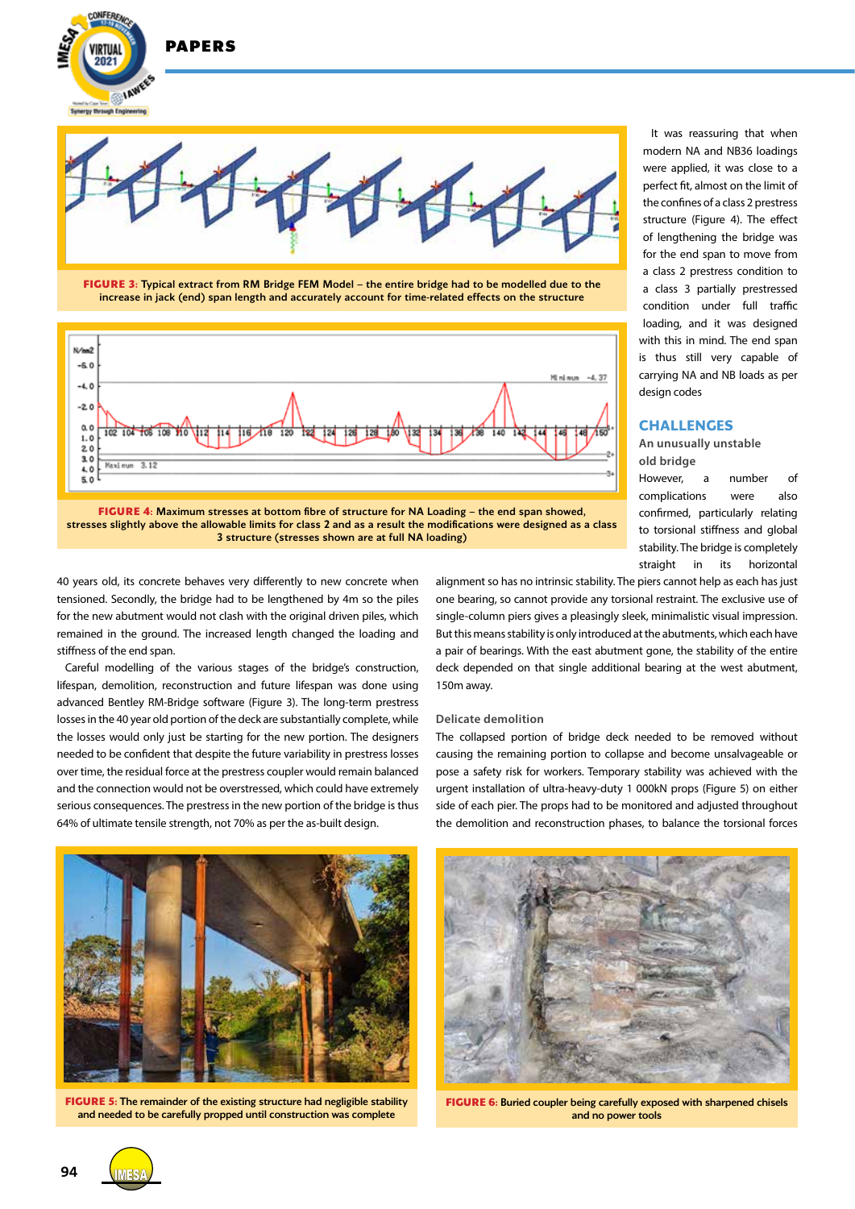**FIGURE 3:** Typical extract from RM Bridge FEM Model – the entire bridge had to be modelled due to the increase in jack (end) span length and accurately account for time-related effects on the structure

**FIGURE 4:** Maximum stresses at bottom fibre of structure for NA Loading – the end span showed, stresses slightly above the allowable limits for class 2 and as a result the modifications were designed as a class 3 structure (stresses shown are at full NA loading)

It was reassuring that when modern NA and NB36 loadings were applied, it was close to a perfect fit, almost on the limit of the confines of a class 2 prestress structure (Figure 4). The effect of lengthening the bridge was for the end span to move from a class 2 prestress condition to a class 3 partially prestressed condition under full traffic loading, and it was designed with this in mind. The end span is thus still very capable of carrying NA and NB loads as per design codes

40 years old, its concrete behaves very differently to new concrete when tensioned. Secondly, the bridge had to be lengthened by 4m so the piles for the new abutment would not clash with the original driven piles, which remained in the ground. The increased length changed the loading and stiffness of the end span.

Careful modelling of the various stages of the bridge's construction, lifespan, demolition, reconstruction and future lifespan was done using advanced Bentley RM-Bridge software (Figure 3). The long-term prestress losses in the 40 year old portion of the deck are substantially complete, while the losses would only just be starting for the new portion. The designers needed to be confident that despite the future variability in prestress losses over time, the residual force at the prestress coupler would remain balanced and the connection would not be overstressed, which could have extremely serious consequences. The prestress in the new portion of the bridge is thus 64% of ultimate tensile strength, not 70% as per the as-built design.

## CHALLENGES

### An unusually unstable old bridge

However, a number of complications were also confirmed, particularly relating to torsional stiffness and global stability. The bridge is completely straight in its horizontal alignment so has no intrinsic stability. The piers cannot help as each has just one bearing, so cannot provide any torsional restraint. The exclusive use of single-column piers gives a pleasingly sleek, minimalistic visual impression. But this means stability is only introduced at the abutments, which each have a pair of bearings. With the east abutment gone, the stability of the entire deck depended on that single additional bearing at the west abutment, 150m away.

### Delicate demolition

The collapsed portion of bridge deck needed to be removed without causing the remaining portion to collapse and become unsalvageable or pose a safety risk for workers. Temporary stability was achieved with the urgent installation of ultra-heavy-duty 1 000kN props (Figure 5) on either side of each pier. The props had to be monitored and adjusted throughout the demolition and reconstruction phases, to balance the torsional forces

**FIGURE 5:** The remainder of the existing structure had negligible stability and needed to be carefully propped until construction was complete

**FIGURE 6:** Buried coupler being carefully exposed with sharpened chisels and no power tools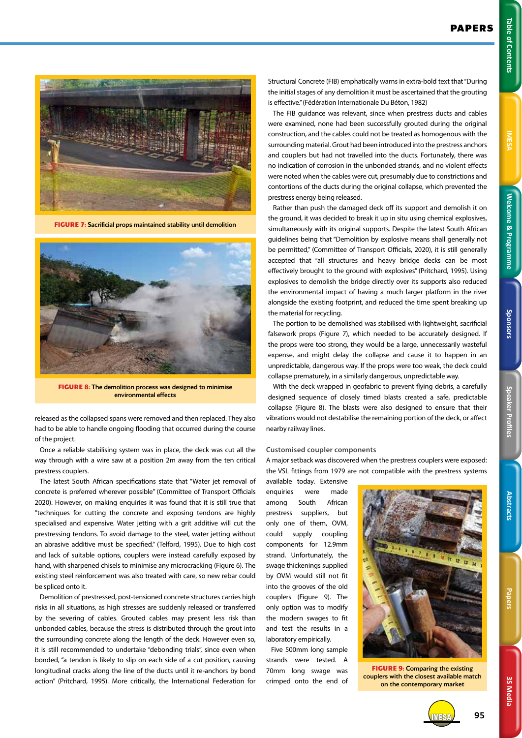FIGURE 7: Sacrificial props maintained stability until demolition

FIGURE 8: The demolition process was designed to minimise environmental effects

released as the collapsed spans were removed and then replaced. They also had to be able to handle ongoing flooding that occurred during the course of the project.

Once a reliable stabilising system was in place, the deck was cut all the way through with a wire saw at a position 2m away from the ten critical prestress couplers.

The latest South African specifications state that "Water jet removal of concrete is preferred wherever possible" (Committee of Transport Officials 2020). However, on making enquiries it was found that it is still true that "techniques for cutting the concrete and exposing tendons are highly specialised and expensive. Water jetting with a grit additive will cut the prestressing tendons. To avoid damage to the steel, water jetting without an abrasive additive must be specified." (Telford, 1995). Due to high cost and lack of suitable options, couplers were instead carefully exposed by hand, with sharpened chisels to minimise any microcracking (Figure 6). The existing steel reinforcement was also treated with care, so new rebar could be spliced onto it.

Demolition of prestressed, post-tensioned concrete structures carries high risks in all situations, as high stresses are suddenly released or transferred by the severing of cables. Grouted cables may present less risk than unbonded cables, because the stress is distributed through the grout into the surrounding concrete along the length of the deck. However even so, it is still recommended to undertake "debonding trials", since even when bonded, "a tendon is likely to slip on each side of a cut position, causing longitudinal cracks along the line of the ducts until it re-anchors by bond action" (Pritchard, 1995). More critically, the International Federation for Structural Concrete (FIB) emphatically warns in extra-bold text that "During the initial stages of any demolition it must be ascertained that the grouting is effective." (Fédération Internationale Du Béton, 1982)

The FIB guidance was relevant, since when prestress ducts and cables were examined, none had been successfully grouted during the original construction, and the cables could not be treated as homogenous with the surrounding material. Grout had been introduced into the prestress anchors and couplers but had not travelled into the ducts. Fortunately, there was no indication of corrosion in the unbonded strands, and no violent effects were noted when the cables were cut, presumably due to constrictions and contortions of the ducts during the original collapse, which prevented the prestress energy being released.

Rather than push the damaged deck off its support and demolish it on the ground, it was decided to break it up in situ using chemical explosives, simultaneously with its original supports. Despite the latest South African guidelines being that "Demolition by explosive means shall generally not be permitted," (Committee of Transport Officials, 2020), it is still generally accepted that "all structures and heavy bridge decks can be most effectively brought to the ground with explosives" (Pritchard, 1995). Using explosives to demolish the bridge directly over its supports also reduced the environmental impact of having a much larger platform in the river alongside the existing footprint, and reduced the time spent breaking up the material for recycling.

The portion to be demolished was stabilised with lightweight, sacrificial falsework props (Figure 7), which needed to be accurately designed. If the props were too strong, they would be a large, unnecessarily wasteful expense, and might delay the collapse and cause it to happen in an unpredictable, dangerous way. If the props were too weak, the deck could collapse prematurely, in a similarly dangerous, unpredictable way.

With the deck wrapped in geofabric to prevent flying debris, a carefully designed sequence of closely timed blasts created a safe, predictable collapse (Figure 8). The blasts were also designed to ensure that their vibrations would not destabilise the remaining portion of the deck, or affect nearby railway lines.

### Customised coupler components

A major setback was discovered when the prestress couplers were exposed: the VSL fittings from 1979 are not compatible with the prestress systems available today. Extensive enquiries were made among South African prestress suppliers, but only one of them, OVM, could supply coupling components for 12.9mm strand. Unfortunately, the swage thickenings supplied by OVM would still not fit into the grooves of the old couplers (Figure 9). The only option was to modify the modern swages to fit and test the results in a laboratory empirically.

FIGURE 9: Comparing the existing couplers with the closest available match on the contemporary market

Five 500mm long sample strands were tested. A 70mm long swage was crimped onto the end of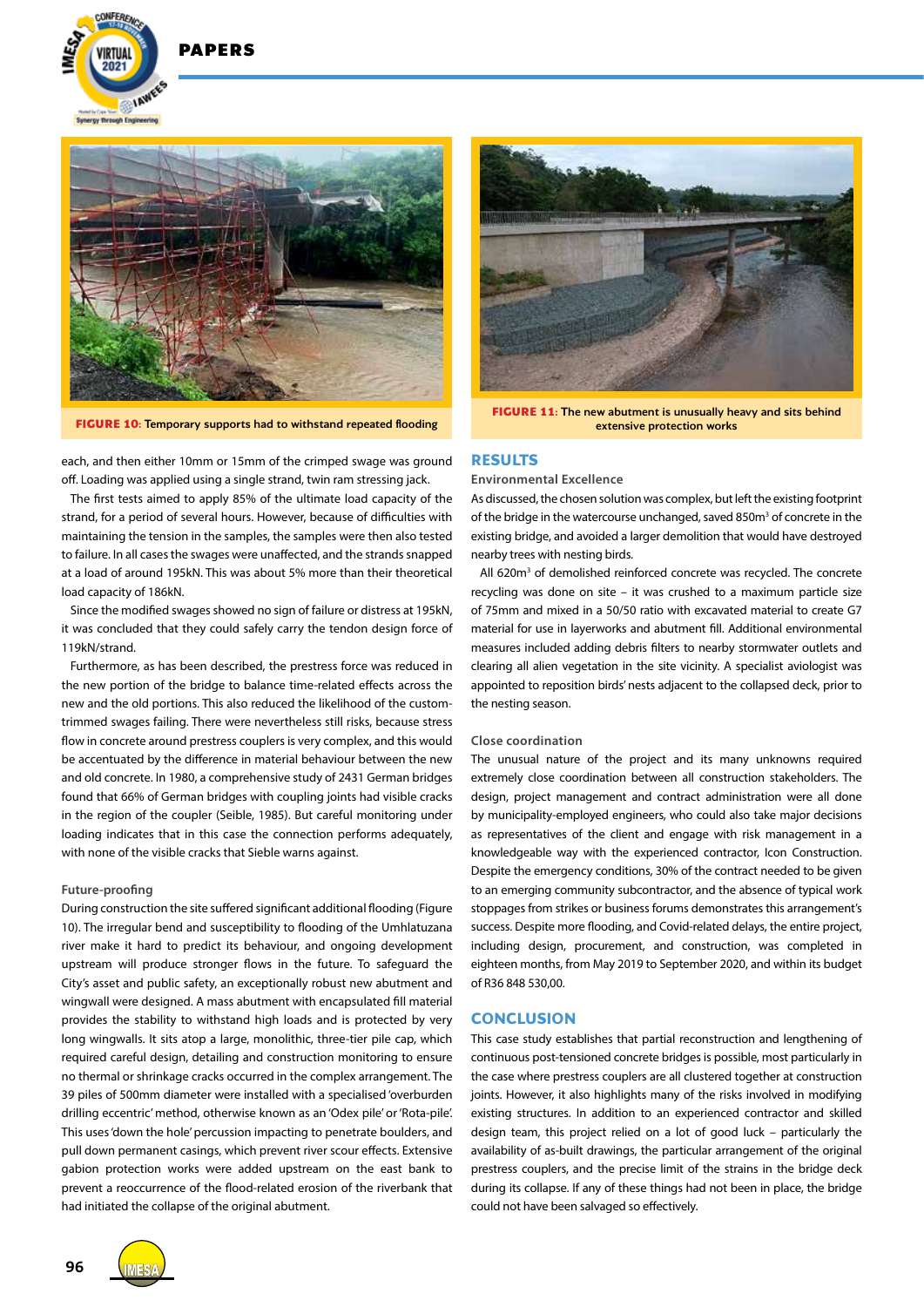FIGURE 10: Temporary supports had to withstand repeated flooding

FIGURE 11: The new abutment is unusually heavy and sits behind extensive protection works

each, and then either 10mm or 15mm of the crimped swage was ground off. Loading was applied using a single strand, twin ram stressing jack.

The first tests aimed to apply 85% of the ultimate load capacity of the strand, for a period of several hours. However, because of difficulties with maintaining the tension in the samples, the samples were then also tested to failure. In all cases the swages were unaffected, and the strands snapped at a load of around 195kN. This was about 5% more than their theoretical load capacity of 186kN.

Since the modified swages showed no sign of failure or distress at 195kN, it was concluded that they could safely carry the tendon design force of 119kN/strand.

Furthermore, as has been described, the prestress force was reduced in the new portion of the bridge to balance time-related effects across the new and the old portions. This also reduced the likelihood of the custom-trimmed swages failing. There were nevertheless still risks, because stress flow in concrete around prestress couplers is very complex, and this would be accentuated by the difference in material behaviour between the new and old concrete. In 1980, a comprehensive study of 2431 German bridges found that 66% of German bridges with coupling joints had visible cracks in the region of the coupler (Seible, 1985). But careful monitoring under loading indicates that in this case the connection performs adequately, with none of the visible cracks that Sieble warns against.

### Future-proofing

During construction the site suffered significant additional flooding (Figure 10). The irregular bend and susceptibility to flooding of the Umhlatuzana river make it hard to predict its behaviour, and ongoing development upstream will produce stronger flows in the future. To safeguard the City's asset and public safety, an exceptionally robust new abutment and wingwall were designed. A mass abutment with encapsulated fill material provides the stability to withstand high loads and is protected by very long wingwalls. It sits atop a large, monolithic, three-tier pile cap, which required careful design, detailing and construction monitoring to ensure no thermal or shrinkage cracks occurred in the complex arrangement. The 39 piles of 500mm diameter were installed with a specialised 'overburden drilling eccentric' method, otherwise known as an 'Odex pile' or 'Rota-pile'. This uses 'down the hole' percussion impacting to penetrate boulders, and pull down permanent casings, which prevent river scour effects. Extensive gabion protection works were added upstream on the east bank to prevent a reoccurrence of the flood-related erosion of the riverbank that had initiated the collapse of the original abutment.

## RESULTS

### Environmental Excellence

As discussed, the chosen solution was complex, but left the existing footprint of the bridge in the watercourse unchanged, saved 850m$^3$ of concrete in the existing bridge, and avoided a larger demolition that would have destroyed nearby trees with nesting birds.

All 620m$^3$ of demolished reinforced concrete was recycled. The concrete recycling was done on site – it was crushed to a maximum particle size of 75mm and mixed in a 50/50 ratio with excavated material to create G7 material for use in layerworks and abutment fill. Additional environmental measures included adding debris filters to nearby stormwater outlets and clearing all alien vegetation in the site vicinity. A specialist aviologist was appointed to reposition birds' nests adjacent to the collapsed deck, prior to the nesting season.

### Close coordination

The unusual nature of the project and its many unknowns required extremely close coordination between all construction stakeholders. The design, project management and contract administration were all done by municipality-employed engineers, who could also take major decisions as representatives of the client and engage with risk management in a knowledgeable way with the experienced contractor, Icon Construction. Despite the emergency conditions, 30% of the contract needed to be given to an emerging community subcontractor, and the absence of typical work stoppages from strikes or business forums demonstrates this arrangement's success. Despite more flooding, and Covid-related delays, the entire project, including design, procurement, and construction, was completed in eighteen months, from May 2019 to September 2020, and within its budget of R36 848 530,00.

## CONCLUSION

This case study establishes that partial reconstruction and lengthening of continuous post-tensioned concrete bridges is possible, most particularly in the case where prestress couplers are all clustered together at construction joints. However, it also highlights many of the risks involved in modifying existing structures. In addition to an experienced contractor and skilled design team, this project relied on a lot of good luck – particularly the availability of as-built drawings, the particular arrangement of the original prestress couplers, and the precise limit of the strains in the bridge deck during its collapse. If any of these things had not been in place, the bridge could not have been salvaged so effectively.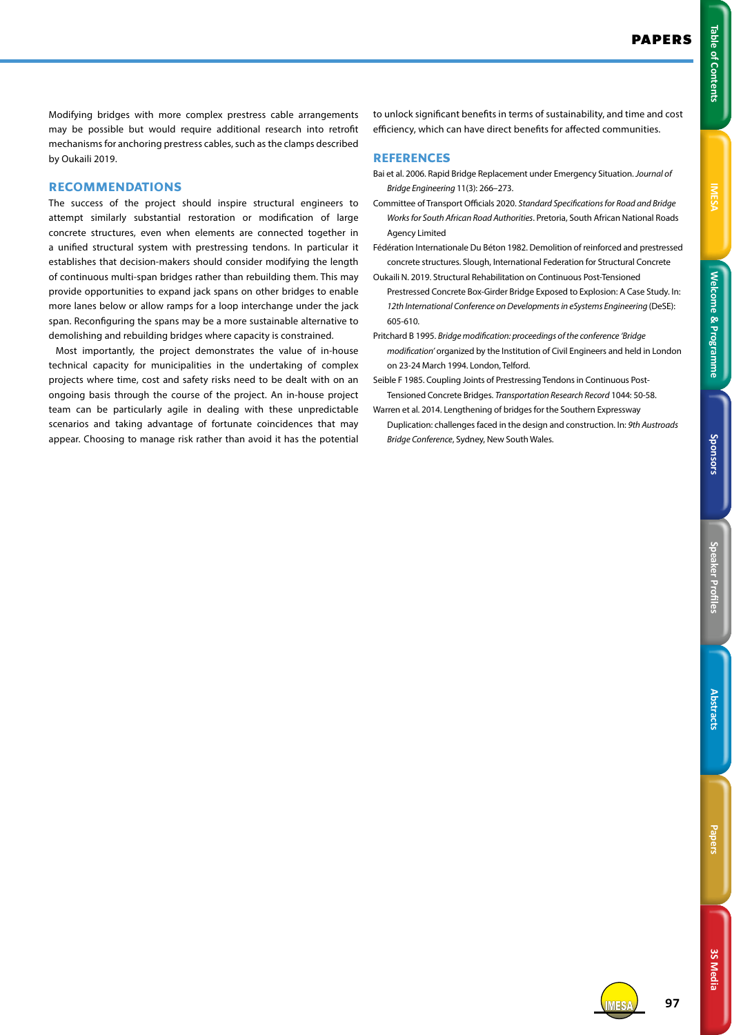Modifying bridges with more complex prestress cable arrangements may be possible but would require additional research into retrofit mechanisms for anchoring prestress cables, such as the clamps described by Oukaili 2019.

## RECOMMENDATIONS

The success of the project should inspire structural engineers to attempt similarly substantial restoration or modification of large concrete structures, even when elements are connected together in a unified structural system with prestressing tendons. In particular it establishes that decision-makers should consider modifying the length of continuous multi-span bridges rather than rebuilding them. This may provide opportunities to expand jack spans on other bridges to enable more lanes below or allow ramps for a loop interchange under the jack span. Reconfiguring the spans may be a more sustainable alternative to demolishing and rebuilding bridges where capacity is constrained.

Most importantly, the project demonstrates the value of in-house technical capacity for municipalities in the undertaking of complex projects where time, cost and safety risks need to be dealt with on an ongoing basis through the course of the project. An in-house project team can be particularly agile in dealing with these unpredictable scenarios and taking advantage of fortunate coincidences that may appear. Choosing to manage risk rather than avoid it has the potential to unlock significant benefits in terms of sustainability, and time and cost efficiency, which can have direct benefits for affected communities.

## REFERENCES

Bai et al. 2006. Rapid Bridge Replacement under Emergency Situation. *Journal of Bridge Engineering* 11(3): 266–273.

Committee of Transport Officials 2020. *Standard Specifications for Road and Bridge Works for South African Road Authorities*. Pretoria, South African National Roads Agency Limited

Fédération Internationale Du Béton 1982. Demolition of reinforced and prestressed concrete structures. Slough, International Federation for Structural Concrete

Oukaili N. 2019. Structural Rehabilitation on Continuous Post-Tensioned Prestressed Concrete Box-Girder Bridge Exposed to Explosion: A Case Study. In: *12th International Conference on Developments in eSystems Engineering* (DeSE): 605-610.

Pritchard B 1995. *Bridge modification: proceedings of the conference 'Bridge modification'* organized by the Institution of Civil Engineers and held in London on 23-24 March 1994. London, Telford.

Seible F 1985. Coupling Joints of Prestressing Tendons in Continuous Post-Tensioned Concrete Bridges. *Transportation Research Record* 1044: 50-58.

Warren et al. 2014. Lengthening of bridges for the Southern Expressway Duplication: challenges faced in the design and construction. In: *9th Austroads Bridge Conference*, Sydney, New South Wales.